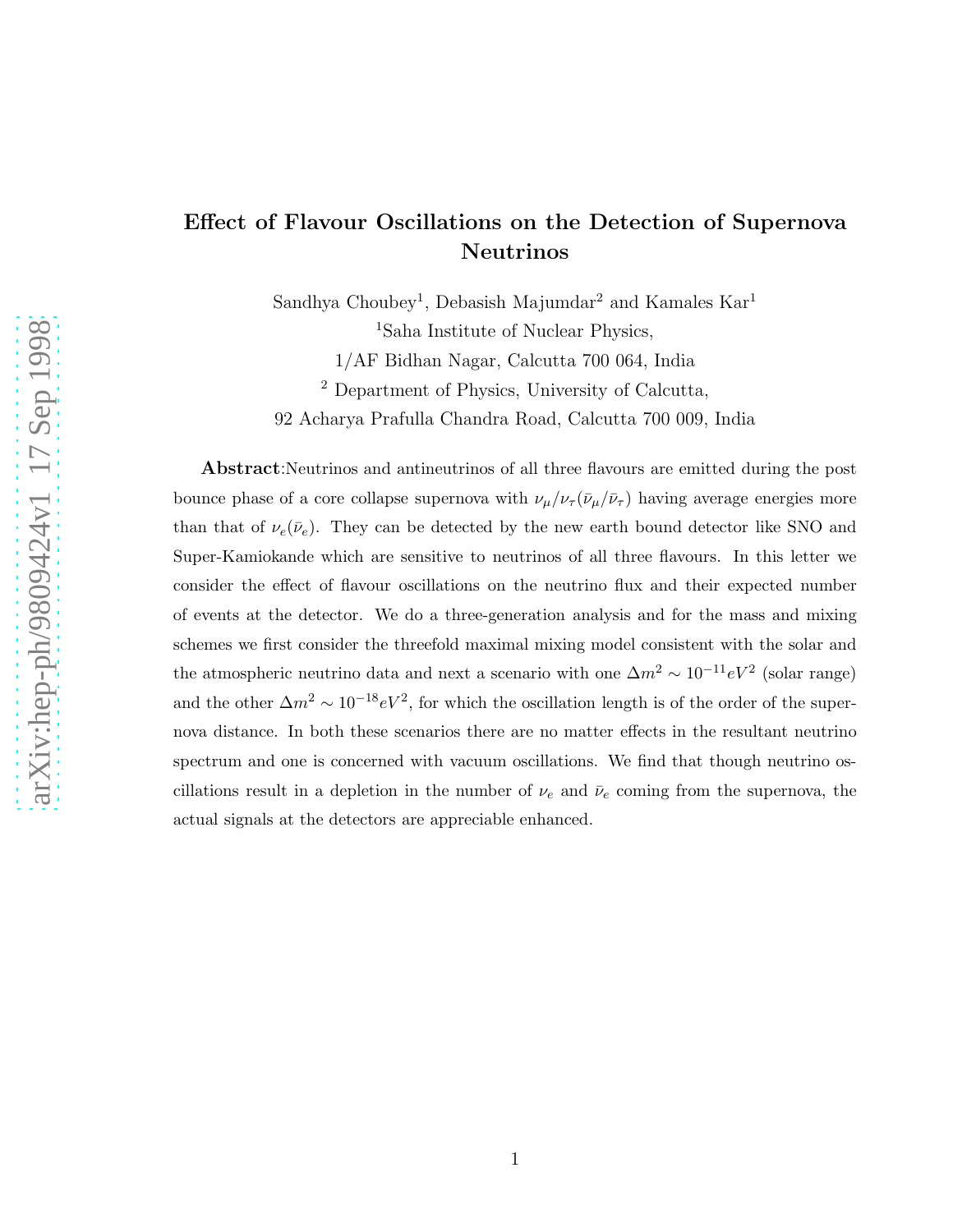# Effect of Flavour Oscillations on the Detection of Supernova Neutrinos

Sandhya Choubey[1], Debasish Majumdar[2] and Kamales Kar[1]

[1]Saha Institute of Nuclear Physics,

1/AF Bidhan Nagar, Calcutta 700 064, India

[2] Department of Physics, University of Calcutta,

92 Acharya Prafulla Chandra Road, Calcutta 700 009, India

**Abstract**:Neutrinos and antineutrinos of all three flavours are emitted during the post bounce phase of a core collapse supernova with $\nu_\mu/\nu_\tau(\bar{\nu}_\mu/\bar{\nu}_\tau)$ having average energies more than that of $\nu_e(\bar{\nu}_e)$. They can be detected by the new earth bound detector like SNO and Super-Kamiokande which are sensitive to neutrinos of all three flavours. In this letter we consider the effect of flavour oscillations on the neutrino flux and their expected number of events at the detector. We do a three-generation analysis and for the mass and mixing schemes we first consider the threefold maximal mixing model consistent with the solar and the atmospheric neutrino data and next a scenario with one $\Delta m^2 \sim 10^{-11} eV^2$ (solar range) and the other $\Delta m^2 \sim 10^{-18} eV^2$, for which the oscillation length is of the order of the supernova distance. In both these scenarios there are no matter effects in the resultant neutrino spectrum and one is concerned with vacuum oscillations. We find that though neutrino oscillations result in a depletion in the number of $\nu_e$ and $\bar{\nu}_e$ coming from the supernova, the actual signals at the detectors are appreciable enhanced.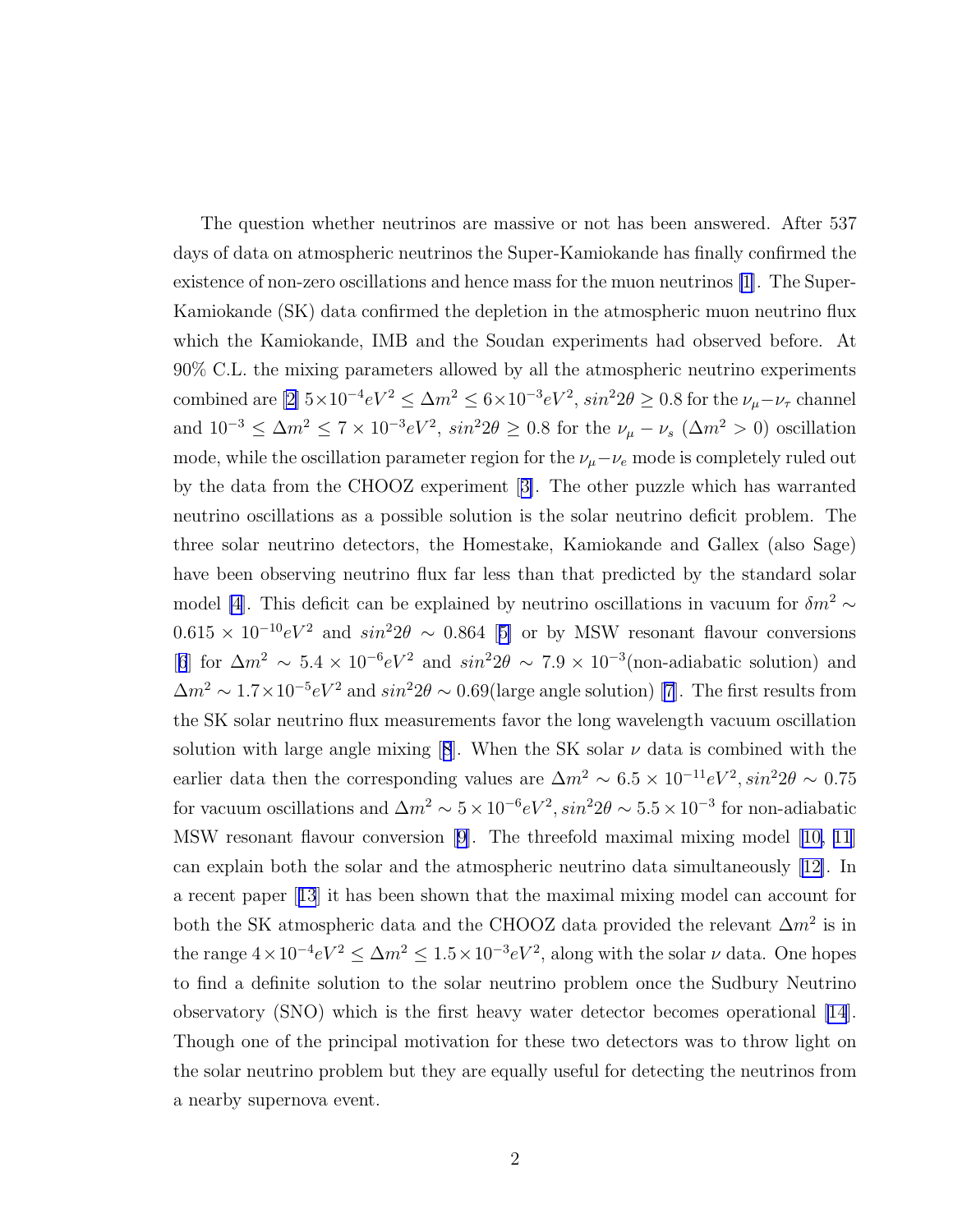The question whether neutrinos are massive or not has been answered. After 537 days of data on atmospheric neutrinos the Super-Kamiokande has finally confirmed the existence of non-zero oscillations and hence mass for the muon neutrinos [1]. The Super-Kamiokande (SK) data confirmed the depletion in the atmospheric muon neutrino flux which the Kamiokande, IMB and the Soudan experiments had observed before. At 90% C.L. the mixing parameters allowed by all the atmospheric neutrino experiments combined are [2] $5\times10^{-4}eV^2 \leq \Delta m^2 \leq 6\times10^{-3}eV^2$, $sin^2 2\theta \geq 0.8$ for the $\nu_\mu - \nu_\tau$ channel and $10^{-3} \leq \Delta m^2 \leq 7\times10^{-3}eV^2$, $sin^2 2\theta \geq 0.8$ for the $\nu_\mu - \nu_s$ ($\Delta m^2 > 0$) oscillation mode, while the oscillation parameter region for the $\nu_\mu - \nu_e$ mode is completely ruled out by the data from the CHOOZ experiment [3]. The other puzzle which has warranted neutrino oscillations as a possible solution is the solar neutrino deficit problem. The three solar neutrino detectors, the Homestake, Kamiokande and Gallex (also Sage) have been observing neutrino flux far less than that predicted by the standard solar model [4]. This deficit can be explained by neutrino oscillations in vacuum for $\delta m^2 \sim 0.615\times10^{-10}eV^2$ and $sin^2 2\theta \sim 0.864$ [5] or by MSW resonant flavour conversions [6] for $\Delta m^2 \sim 5.4\times10^{-6}eV^2$ and $sin^2 2\theta \sim 7.9\times10^{-3}$(non-adiabatic solution) and $\Delta m^2 \sim 1.7\times10^{-5}eV^2$ and $sin^2 2\theta \sim 0.69$(large angle solution) [7]. The first results from the SK solar neutrino flux measurements favor the long wavelength vacuum oscillation solution with large angle mixing [8]. When the SK solar $\nu$ data is combined with the earlier data then the corresponding values are $\Delta m^2 \sim 6.5\times10^{-11}eV^2, sin^2 2\theta \sim 0.75$ for vacuum oscillations and $\Delta m^2 \sim 5\times10^{-6}eV^2, sin^2 2\theta \sim 5.5\times10^{-3}$ for non-adiabatic MSW resonant flavour conversion [9]. The threefold maximal mixing model [10, 11] can explain both the solar and the atmospheric neutrino data simultaneously [12]. In a recent paper [13] it has been shown that the maximal mixing model can account for both the SK atmospheric data and the CHOOZ data provided the relevant $\Delta m^2$ is in the range $4\times10^{-4}eV^2 \leq \Delta m^2 \leq 1.5\times10^{-3}eV^2$, along with the solar $\nu$ data. One hopes to find a definite solution to the solar neutrino problem once the Sudbury Neutrino observatory (SNO) which is the first heavy water detector becomes operational [14]. Though one of the principal motivation for these two detectors was to throw light on the solar neutrino problem but they are equally useful for detecting the neutrinos from a nearby supernova event.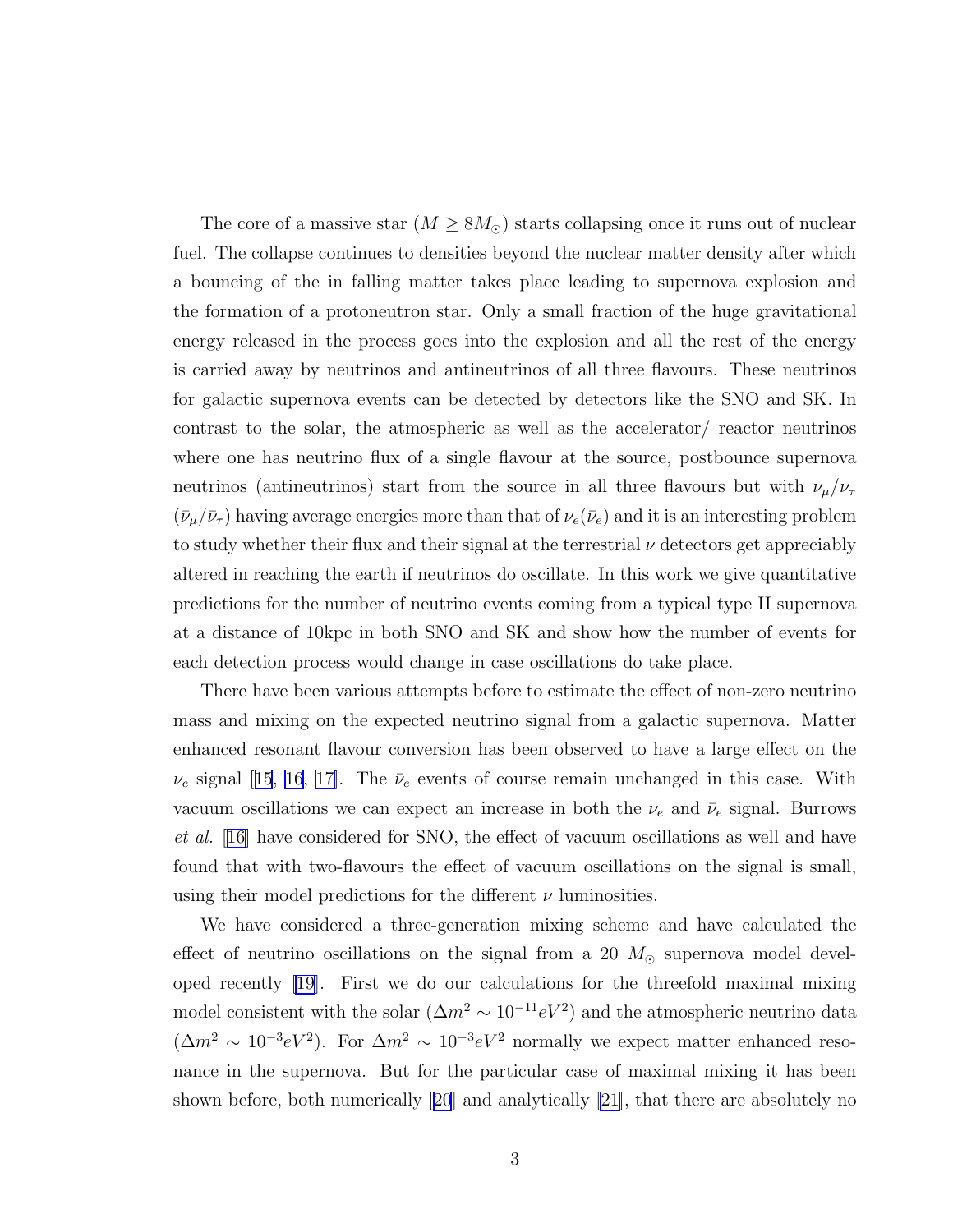The core of a massive star ($M \geq 8M_\odot$) starts collapsing once it runs out of nuclear fuel. The collapse continues to densities beyond the nuclear matter density after which a bouncing of the in falling matter takes place leading to supernova explosion and the formation of a protoneutron star. Only a small fraction of the huge gravitational energy released in the process goes into the explosion and all the rest of the energy is carried away by neutrinos and antineutrinos of all three flavours. These neutrinos for galactic supernova events can be detected by detectors like the SNO and SK. In contrast to the solar, the atmospheric as well as the accelerator/ reactor neutrinos where one has neutrino flux of a single flavour at the source, postbounce supernova neutrinos (antineutrinos) start from the source in all three flavours but with $\nu_\mu/\nu_\tau$ ($\bar{\nu}_\mu/\bar{\nu}_\tau$) having average energies more than that of $\nu_e(\bar{\nu}_e)$ and it is an interesting problem to study whether their flux and their signal at the terrestrial $\nu$ detectors get appreciably altered in reaching the earth if neutrinos do oscillate. In this work we give quantitative predictions for the number of neutrino events coming from a typical type II supernova at a distance of 10kpc in both SNO and SK and show how the number of events for each detection process would change in case oscillations do take place.

There have been various attempts before to estimate the effect of non-zero neutrino mass and mixing on the expected neutrino signal from a galactic supernova. Matter enhanced resonant flavour conversion has been observed to have a large effect on the $\nu_e$ signal [15, 16, 17]. The $\bar{\nu}_e$ events of course remain unchanged in this case. With vacuum oscillations we can expect an increase in both the $\nu_e$ and $\bar{\nu}_e$ signal. Burrows *et al.* [16] have considered for SNO, the effect of vacuum oscillations as well and have found that with two-flavours the effect of vacuum oscillations on the signal is small, using their model predictions for the different $\nu$ luminosities.

We have considered a three-generation mixing scheme and have calculated the effect of neutrino oscillations on the signal from a 20 $M_\odot$ supernova model developed recently [19]. First we do our calculations for the threefold maximal mixing model consistent with the solar ($\Delta m^2 \sim 10^{-11} eV^2$) and the atmospheric neutrino data ($\Delta m^2 \sim 10^{-3} eV^2$). For $\Delta m^2 \sim 10^{-3} eV^2$ normally we expect matter enhanced resonance in the supernova. But for the particular case of maximal mixing it has been shown before, both numerically [20] and analytically [21], that there are absolutely no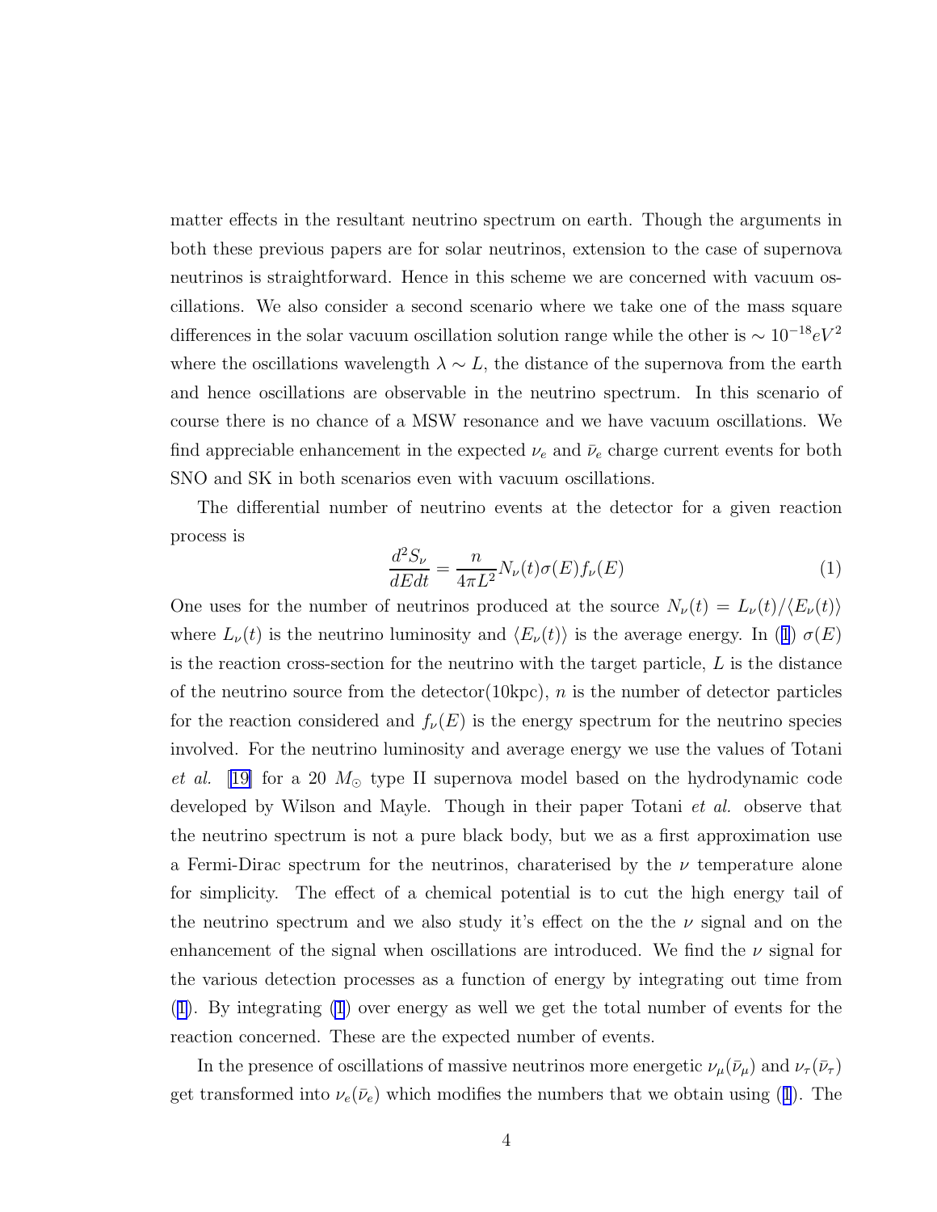matter effects in the resultant neutrino spectrum on earth. Though the arguments in both these previous papers are for solar neutrinos, extension to the case of supernova neutrinos is straightforward. Hence in this scheme we are concerned with vacuum oscillations. We also consider a second scenario where we take one of the mass square differences in the solar vacuum oscillation solution range while the other is $\sim 10^{-18} eV^2$ where the oscillations wavelength $\lambda \sim L$, the distance of the supernova from the earth and hence oscillations are observable in the neutrino spectrum. In this scenario of course there is no chance of a MSW resonance and we have vacuum oscillations. We find appreciable enhancement in the expected $\nu_e$ and $\bar{\nu}_e$ charge current events for both SNO and SK in both scenarios even with vacuum oscillations.

The differential number of neutrino events at the detector for a given reaction process is

$$\frac{d^2 S_\nu}{dEdt} = \frac{n}{4\pi L^2} N_\nu(t) \sigma(E) f_\nu(E) \tag{1}$$

One uses for the number of neutrinos produced at the source $N_\nu(t) = L_\nu(t)/\langle E_\nu(t) \rangle$ where $L_\nu(t)$ is the neutrino luminosity and $\langle E_\nu(t) \rangle$ is the average energy. In (1) $\sigma(E)$ is the reaction cross-section for the neutrino with the target particle, $L$ is the distance of the neutrino source from the detector(10kpc), $n$ is the number of detector particles for the reaction considered and $f_\nu(E)$ is the energy spectrum for the neutrino species involved. For the neutrino luminosity and average energy we use the values of Totani *et al.* [19] for a 20 $M_\odot$ type II supernova model based on the hydrodynamic code developed by Wilson and Mayle. Though in their paper Totani *et al.* observe that the neutrino spectrum is not a pure black body, but we as a first approximation use a Fermi-Dirac spectrum for the neutrinos, charaterised by the $\nu$ temperature alone for simplicity. The effect of a chemical potential is to cut the high energy tail of the neutrino spectrum and we also study it's effect on the the $\nu$ signal and on the enhancement of the signal when oscillations are introduced. We find the $\nu$ signal for the various detection processes as a function of energy by integrating out time from (1). By integrating (1) over energy as well we get the total number of events for the reaction concerned. These are the expected number of events.

In the presence of oscillations of massive neutrinos more energetic $\nu_\mu(\bar{\nu}_\mu)$ and $\nu_\tau(\bar{\nu}_\tau)$ get transformed into $\nu_e(\bar{\nu}_e)$ which modifies the numbers that we obtain using (1). The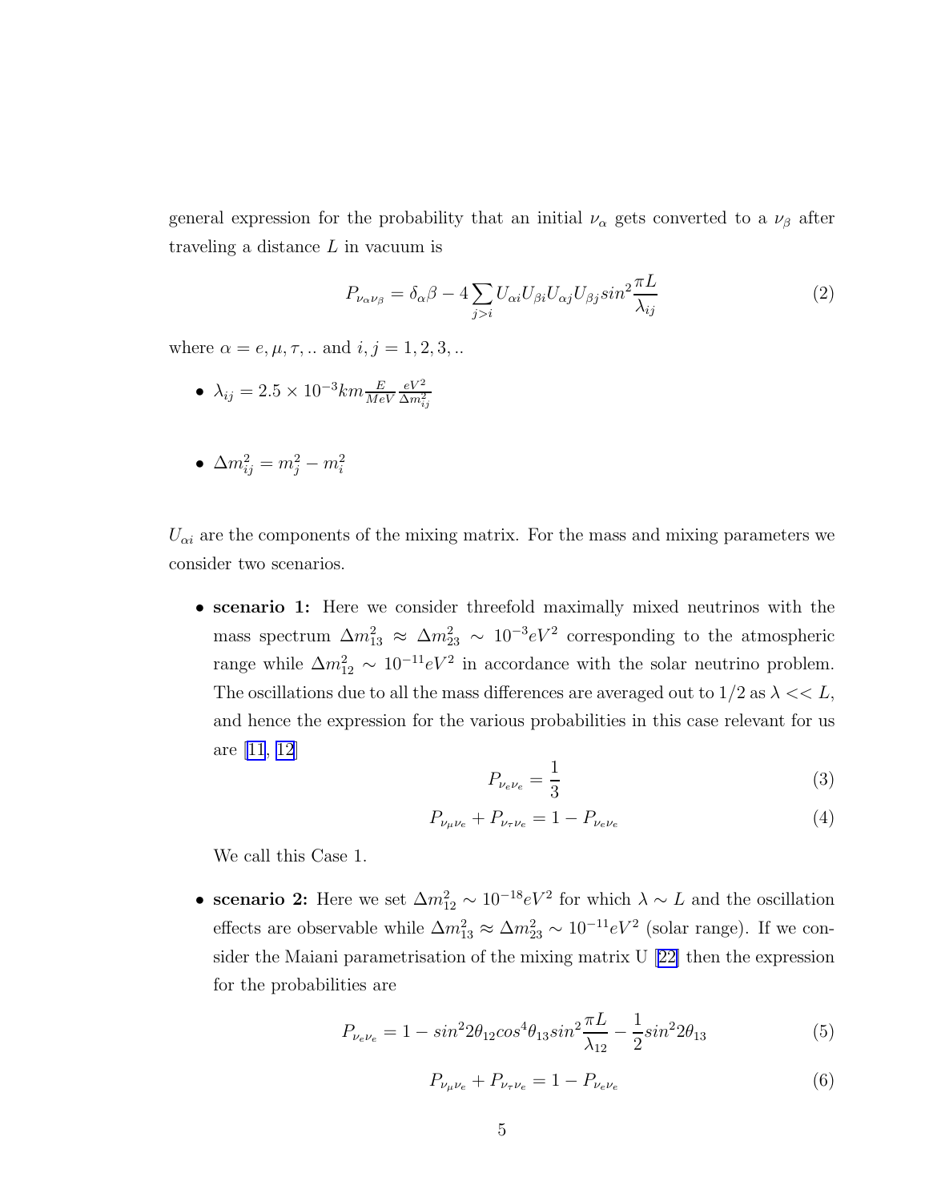general expression for the probability that an initial $\nu_\alpha$ gets converted to a $\nu_\beta$ after traveling a distance $L$ in vacuum is

$$P_{\nu_\alpha \nu_\beta} = \delta_\alpha \beta - 4 \sum_{j>i} U_{\alpha i} U_{\beta i} U_{\alpha j} U_{\beta j} sin^2 \frac{\pi L}{\lambda_{ij}} \tag{2}$$

where $\alpha = e, \mu, \tau, ..$ and $i, j = 1, 2, 3, ..$

- $\lambda_{ij} = 2.5 \times 10^{-3} km \frac{E}{MeV} \frac{eV^2}{\Delta m_{ij}^2}$

- $\Delta m_{ij}^2 = m_j^2 - m_i^2$

$U_{\alpha i}$ are the components of the mixing matrix. For the mass and mixing parameters we consider two scenarios.

- **scenario 1:** Here we consider threefold maximally mixed neutrinos with the mass spectrum $\Delta m_{13}^2 \approx \Delta m_{23}^2 \sim 10^{-3} eV^2$ corresponding to the atmospheric range while $\Delta m_{12}^2 \sim 10^{-11} eV^2$ in accordance with the solar neutrino problem. The oscillations due to all the mass differences are averaged out to $1/2$ as $\lambda << L$, and hence the expression for the various probabilities in this case relevant for us are [11, 12]

$$P_{\nu_e \nu_e} = \frac{1}{3} \tag{3}$$

$$P_{\nu_\mu \nu_e} + P_{\nu_\tau \nu_e} = 1 - P_{\nu_e \nu_e} \tag{4}$$

  We call this Case 1.

- **scenario 2:** Here we set $\Delta m_{12}^2 \sim 10^{-18} eV^2$ for which $\lambda \sim L$ and the oscillation effects are observable while $\Delta m_{13}^2 \approx \Delta m_{23}^2 \sim 10^{-11} eV^2$ (solar range). If we consider the Maiani parametrisation of the mixing matrix U [22] then the expression for the probabilities are

$$P_{\nu_e \nu_e} = 1 - sin^2 2\theta_{12} cos^4 \theta_{13} sin^2 \frac{\pi L}{\lambda_{12}} - \frac{1}{2} sin^2 2\theta_{13} \tag{5}$$

$$P_{\nu_\mu \nu_e} + P_{\nu_\tau \nu_e} = 1 - P_{\nu_e \nu_e} \tag{6}$$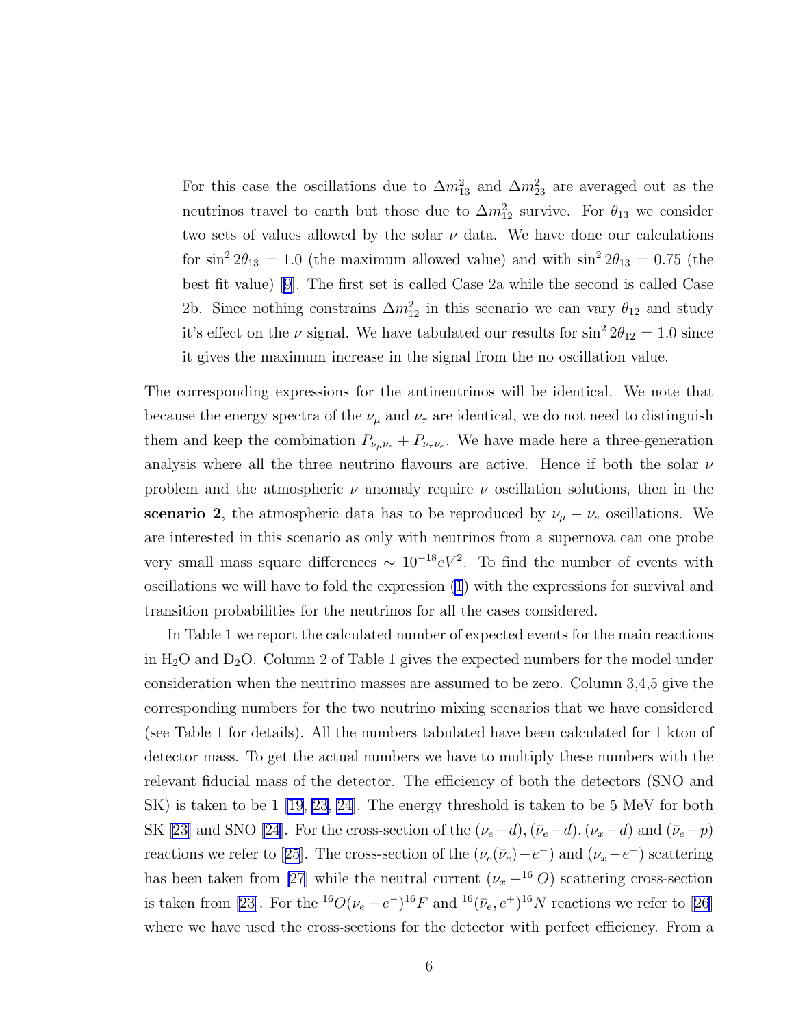For this case the oscillations due to $\Delta m_{13}^2$ and $\Delta m_{23}^2$ are averaged out as the neutrinos travel to earth but those due to $\Delta m_{12}^2$ survive. For $\theta_{13}$ we consider two sets of values allowed by the solar $\nu$ data. We have done our calculations for $\sin^2 2\theta_{13} = 1.0$ (the maximum allowed value) and with $\sin^2 2\theta_{13} = 0.75$ (the best fit value) [9]. The first set is called Case 2a while the second is called Case 2b. Since nothing constrains $\Delta m_{12}^2$ in this scenario we can vary $\theta_{12}$ and study it's effect on the $\nu$ signal. We have tabulated our results for $\sin^2 2\theta_{12} = 1.0$ since it gives the maximum increase in the signal from the no oscillation value.

The corresponding expressions for the antineutrinos will be identical. We note that because the energy spectra of the $\nu_\mu$ and $\nu_\tau$ are identical, we do not need to distinguish them and keep the combination $P_{\nu_\mu \nu_e} + P_{\nu_\tau \nu_e}$. We have made here a three-generation analysis where all the three neutrino flavours are active. Hence if both the solar $\nu$ problem and the atmospheric $\nu$ anomaly require $\nu$ oscillation solutions, then in the **scenario 2**, the atmospheric data has to be reproduced by $\nu_\mu - \nu_s$ oscillations. We are interested in this scenario as only with neutrinos from a supernova can one probe very small mass square differences $\sim 10^{-18} eV^2$. To find the number of events with oscillations we will have to fold the expression (1) with the expressions for survival and transition probabilities for the neutrinos for all the cases considered.

In Table 1 we report the calculated number of expected events for the main reactions in $H_2O$ and $D_2O$. Column 2 of Table 1 gives the expected numbers for the model under consideration when the neutrino masses are assumed to be zero. Column 3,4,5 give the corresponding numbers for the two neutrino mixing scenarios that we have considered (see Table 1 for details). All the numbers tabulated have been calculated for 1 kton of detector mass. To get the actual numbers we have to multiply these numbers with the relevant fiducial mass of the detector. The efficiency of both the detectors (SNO and SK) is taken to be 1 [19, 23, 24]. The energy threshold is taken to be 5 MeV for both SK [23] and SNO [24]. For the cross-section of the $(\nu_e - d), (\bar{\nu}_e - d), (\nu_x - d)$ and $(\bar{\nu}_e - p)$ reactions we refer to [25]. The cross-section of the $(\nu_e(\bar{\nu}_e) - e^-)$ and $(\nu_x - e^-)$ scattering has been taken from [27] while the neutral current $(\nu_x - {}^{16}O)$ scattering cross-section is taken from [23]. For the ${}^{16}O(\nu_e - e^-){}^{16}F$ and ${}^{16}(\bar{\nu}_e, e^+){}^{16}N$ reactions we refer to [26] where we have used the cross-sections for the detector with perfect efficiency. From a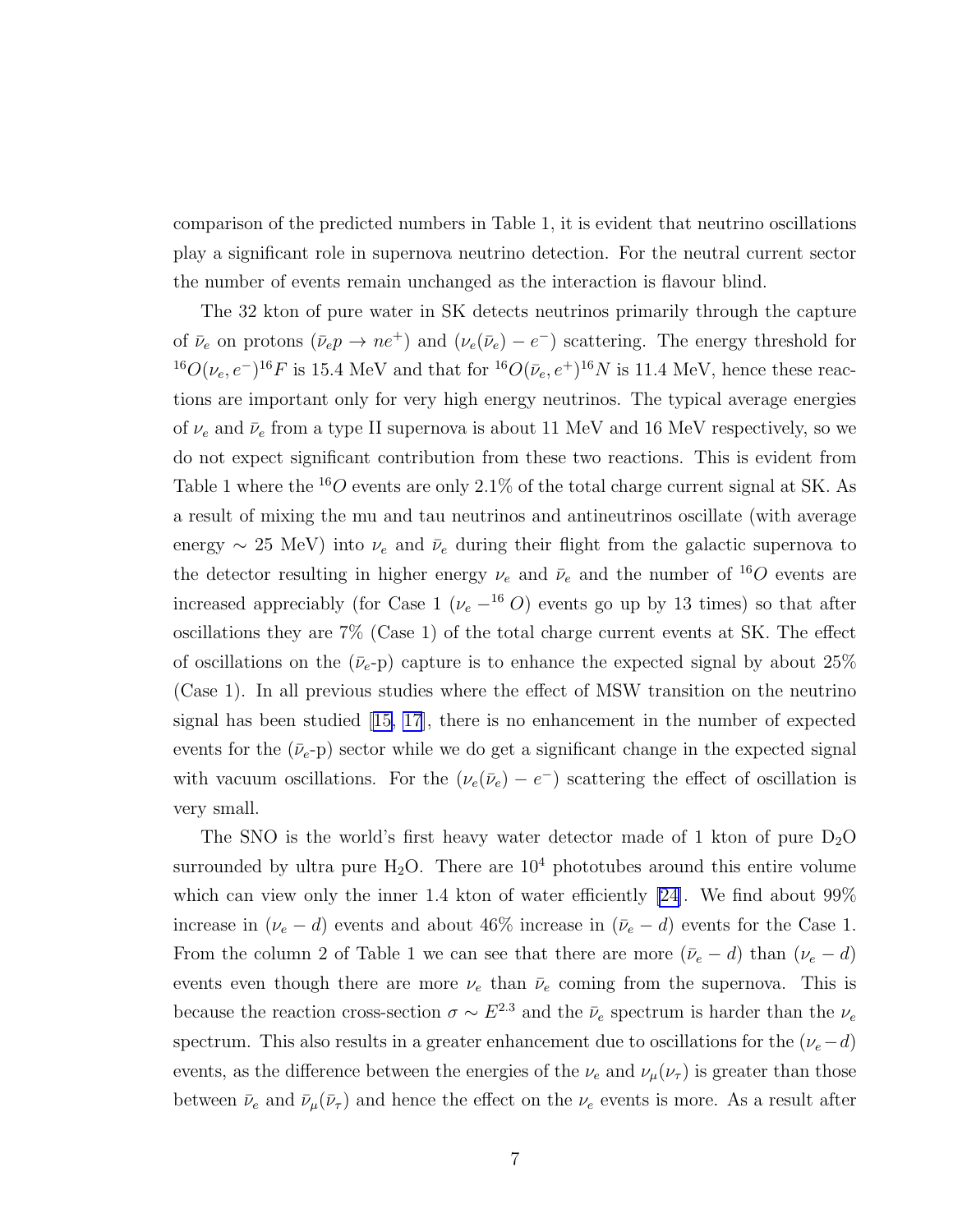comparison of the predicted numbers in Table 1, it is evident that neutrino oscillations play a significant role in supernova neutrino detection. For the neutral current sector the number of events remain unchanged as the interaction is flavour blind.

The 32 kton of pure water in SK detects neutrinos primarily through the capture of $\bar{\nu}_e$ on protons ($\bar{\nu}_e p \rightarrow n e^+$) and ($\nu_e(\bar{\nu}_e) - e^-$) scattering. The energy threshold for $^{16}O(\nu_e, e^-)^{16}F$ is 15.4 MeV and that for $^{16}O(\bar{\nu}_e, e^+)^{16}N$ is 11.4 MeV, hence these reactions are important only for very high energy neutrinos. The typical average energies of $\nu_e$ and $\bar{\nu}_e$ from a type II supernova is about 11 MeV and 16 MeV respectively, so we do not expect significant contribution from these two reactions. This is evident from Table 1 where the $^{16}O$ events are only 2.1% of the total charge current signal at SK. As a result of mixing the mu and tau neutrinos and antineutrinos oscillate (with average energy $\sim$ 25 MeV) into $\nu_e$ and $\bar{\nu}_e$ during their flight from the galactic supernova to the detector resulting in higher energy $\nu_e$ and $\bar{\nu}_e$ and the number of $^{16}O$ events are increased appreciably (for Case 1 ($\nu_e -^{16} O$) events go up by 13 times) so that after oscillations they are 7% (Case 1) of the total charge current events at SK. The effect of oscillations on the ($\bar{\nu}_e$-p) capture is to enhance the expected signal by about 25% (Case 1). In all previous studies where the effect of MSW transition on the neutrino signal has been studied [15, 17], there is no enhancement in the number of expected events for the ($\bar{\nu}_e$-p) sector while we do get a significant change in the expected signal with vacuum oscillations. For the ($\nu_e(\bar{\nu}_e) - e^-$) scattering the effect of oscillation is very small.

The SNO is the world's first heavy water detector made of 1 kton of pure $D_2O$ surrounded by ultra pure $H_2O$. There are $10^4$ phototubes around this entire volume which can view only the inner 1.4 kton of water efficiently [24]. We find about 99% increase in ($\nu_e - d$) events and about 46% increase in ($\bar{\nu}_e - d$) events for the Case 1. From the column 2 of Table 1 we can see that there are more ($\bar{\nu}_e - d$) than ($\nu_e - d$) events even though there are more $\nu_e$ than $\bar{\nu}_e$ coming from the supernova. This is because the reaction cross-section $\sigma \sim E^{2.3}$ and the $\bar{\nu}_e$ spectrum is harder than the $\nu_e$ spectrum. This also results in a greater enhancement due to oscillations for the ($\nu_e - d$) events, as the difference between the energies of the $\nu_e$ and $\nu_\mu(\nu_\tau)$ is greater than those between $\bar{\nu}_e$ and $\bar{\nu}_\mu(\bar{\nu}_\tau)$ and hence the effect on the $\nu_e$ events is more. As a result after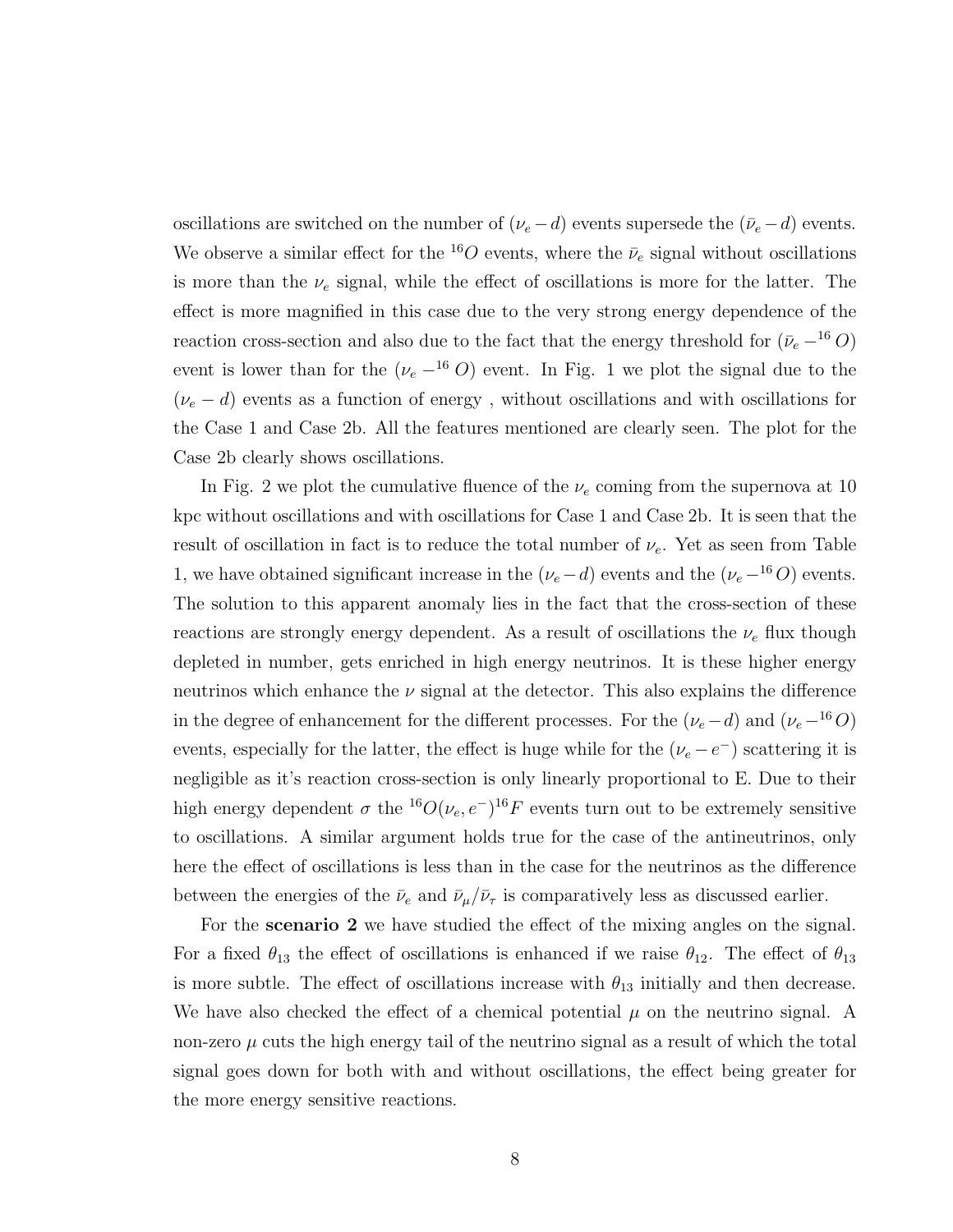oscillations are switched on the number of $(\nu_e - d)$ events supersede the $(\bar{\nu}_e - d)$ events. We observe a similar effect for the $^{16}O$ events, where the $\bar{\nu}_e$ signal without oscillations is more than the $\nu_e$ signal, while the effect of oscillations is more for the latter. The effect is more magnified in this case due to the very strong energy dependence of the reaction cross-section and also due to the fact that the energy threshold for $(\bar{\nu}_e -^{16} O)$ event is lower than for the $(\nu_e -^{16} O)$ event. In Fig. 1 we plot the signal due to the $(\nu_e - d)$ events as a function of energy , without oscillations and with oscillations for the Case 1 and Case 2b. All the features mentioned are clearly seen. The plot for the Case 2b clearly shows oscillations.

In Fig. 2 we plot the cumulative fluence of the $\nu_e$ coming from the supernova at 10 kpc without oscillations and with oscillations for Case 1 and Case 2b. It is seen that the result of oscillation in fact is to reduce the total number of $\nu_e$. Yet as seen from Table 1, we have obtained significant increase in the $(\nu_e - d)$ events and the $(\nu_e -^{16} O)$ events. The solution to this apparent anomaly lies in the fact that the cross-section of these reactions are strongly energy dependent. As a result of oscillations the $\nu_e$ flux though depleted in number, gets enriched in high energy neutrinos. It is these higher energy neutrinos which enhance the $\nu$ signal at the detector. This also explains the difference in the degree of enhancement for the different processes. For the $(\nu_e - d)$ and $(\nu_e -^{16} O)$ events, especially for the latter, the effect is huge while for the $(\nu_e - e^-)$ scattering it is negligible as it's reaction cross-section is only linearly proportional to E. Due to their high energy dependent $\sigma$ the $^{16}O(\nu_e, e^-)^{16}F$ events turn out to be extremely sensitive to oscillations. A similar argument holds true for the case of the antineutrinos, only here the effect of oscillations is less than in the case for the neutrinos as the difference between the energies of the $\bar{\nu}_e$ and $\bar{\nu}_\mu / \bar{\nu}_\tau$ is comparatively less as discussed earlier.

For the **scenario 2** we have studied the effect of the mixing angles on the signal. For a fixed $\theta_{13}$ the effect of oscillations is enhanced if we raise $\theta_{12}$. The effect of $\theta_{13}$ is more subtle. The effect of oscillations increase with $\theta_{13}$ initially and then decrease. We have also checked the effect of a chemical potential $\mu$ on the neutrino signal. A non-zero $\mu$ cuts the high energy tail of the neutrino signal as a result of which the total signal goes down for both with and without oscillations, the effect being greater for the more energy sensitive reactions.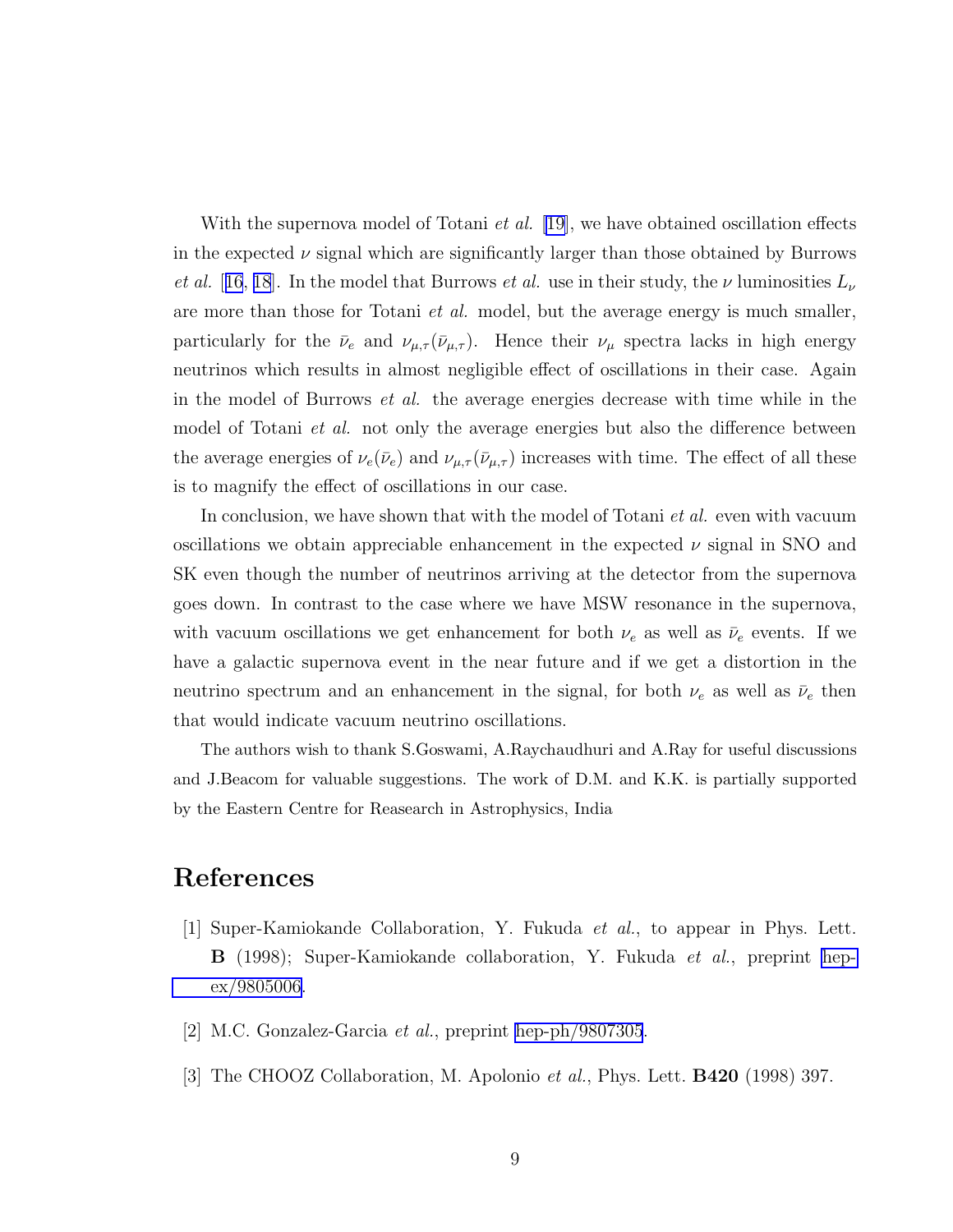With the supernova model of Totani *et al.* [19], we have obtained oscillation effects in the expected $\nu$ signal which are significantly larger than those obtained by Burrows *et al.* [16, 18]. In the model that Burrows *et al.* use in their study, the $\nu$ luminosities $L_\nu$ are more than those for Totani *et al.* model, but the average energy is much smaller, particularly for the $\bar{\nu}_e$ and $\nu_{\mu,\tau}(\bar{\nu}_{\mu,\tau})$. Hence their $\nu_\mu$ spectra lacks in high energy neutrinos which results in almost negligible effect of oscillations in their case. Again in the model of Burrows *et al.* the average energies decrease with time while in the model of Totani *et al.* not only the average energies but also the difference between the average energies of $\nu_e(\bar{\nu}_e)$ and $\nu_{\mu,\tau}(\bar{\nu}_{\mu,\tau})$ increases with time. The effect of all these is to magnify the effect of oscillations in our case.

In conclusion, we have shown that with the model of Totani *et al.* even with vacuum oscillations we obtain appreciable enhancement in the expected $\nu$ signal in SNO and SK even though the number of neutrinos arriving at the detector from the supernova goes down. In contrast to the case where we have MSW resonance in the supernova, with vacuum oscillations we get enhancement for both $\nu_e$ as well as $\bar{\nu}_e$ events. If we have a galactic supernova event in the near future and if we get a distortion in the neutrino spectrum and an enhancement in the signal, for both $\nu_e$ as well as $\bar{\nu}_e$ then that would indicate vacuum neutrino oscillations.

The authors wish to thank S.Goswami, A.Raychaudhuri and A.Ray for useful discussions and J.Beacom for valuable suggestions. The work of D.M. and K.K. is partially supported by the Eastern Centre for Reasearch in Astrophysics, India

# References

[1] Super-Kamiokande Collaboration, Y. Fukuda *et al.*, to appear in Phys. Lett. **B** (1998); Super-Kamiokande collaboration, Y. Fukuda *et al.*, preprint hep-ex/9805006.

[2] M.C. Gonzalez-Garcia *et al.*, preprint hep-ph/9807305.

[3] The CHOOZ Collaboration, M. Apolonio *et al.*, Phys. Lett. **B420** (1998) 397.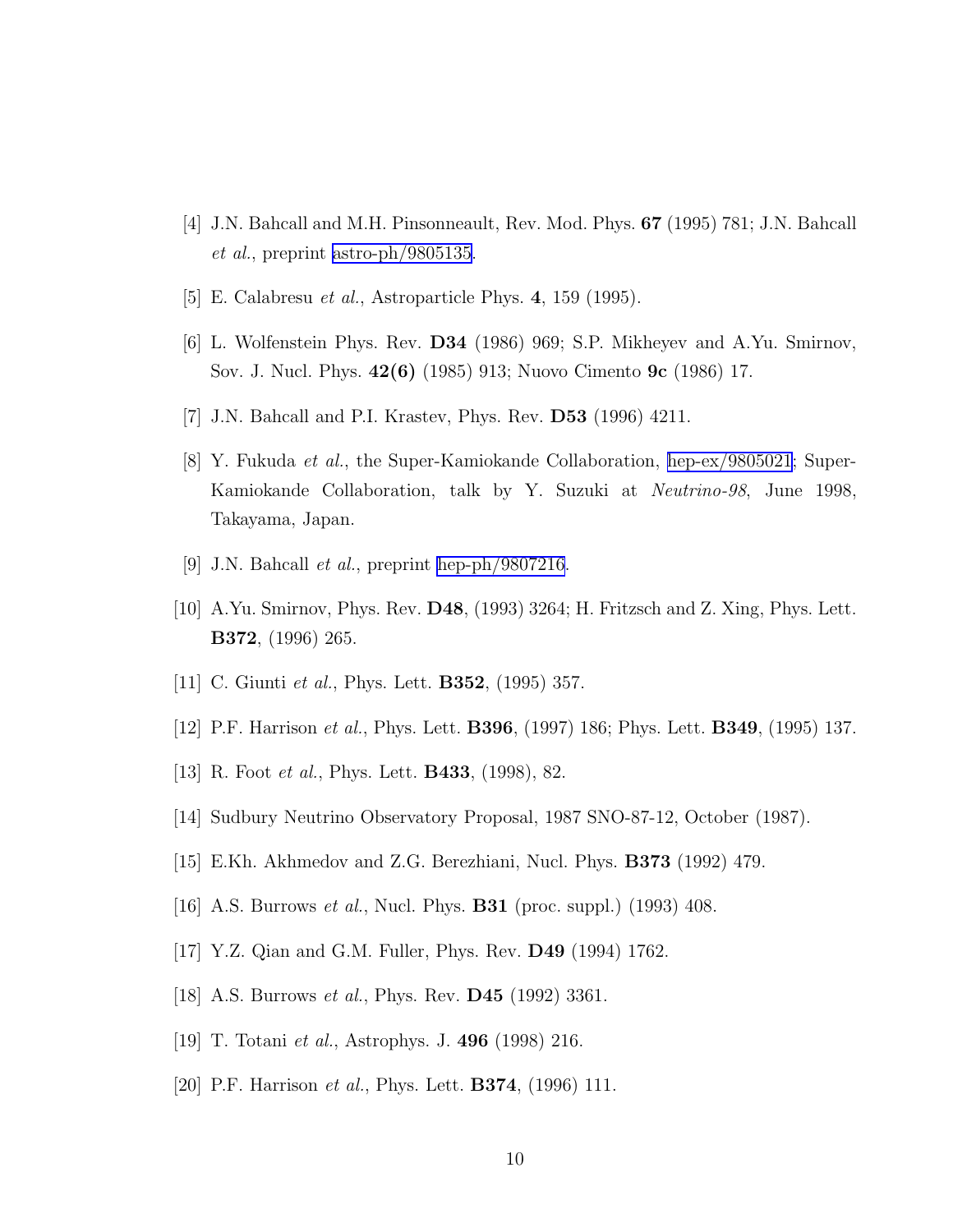[4] J.N. Bahcall and M.H. Pinsonneault, Rev. Mod. Phys. **67** (1995) 781; J.N. Bahcall *et al.*, preprint astro-ph/9805135.

[5] E. Calabresu *et al.*, Astroparticle Phys. **4**, 159 (1995).

[6] L. Wolfenstein Phys. Rev. **D34** (1986) 969; S.P. Mikheyev and A.Yu. Smirnov, Sov. J. Nucl. Phys. **42(6)** (1985) 913; Nuovo Cimento **9c** (1986) 17.

[7] J.N. Bahcall and P.I. Krastev, Phys. Rev. **D53** (1996) 4211.

[8] Y. Fukuda *et al.*, the Super-Kamiokande Collaboration, hep-ex/9805021; Super-Kamiokande Collaboration, talk by Y. Suzuki at *Neutrino-98*, June 1998, Takayama, Japan.

[9] J.N. Bahcall *et al.*, preprint hep-ph/9807216.

[10] A.Yu. Smirnov, Phys. Rev. **D48**, (1993) 3264; H. Fritzsch and Z. Xing, Phys. Lett. **B372**, (1996) 265.

[11] C. Giunti *et al.*, Phys. Lett. **B352**, (1995) 357.

[12] P.F. Harrison *et al.*, Phys. Lett. **B396**, (1997) 186; Phys. Lett. **B349**, (1995) 137.

[13] R. Foot *et al.*, Phys. Lett. **B433**, (1998), 82.

[14] Sudbury Neutrino Observatory Proposal, 1987 SNO-87-12, October (1987).

[15] E.Kh. Akhmedov and Z.G. Berezhiani, Nucl. Phys. **B373** (1992) 479.

[16] A.S. Burrows *et al.*, Nucl. Phys. **B31** (proc. suppl.) (1993) 408.

[17] Y.Z. Qian and G.M. Fuller, Phys. Rev. **D49** (1994) 1762.

[18] A.S. Burrows *et al.*, Phys. Rev. **D45** (1992) 3361.

[19] T. Totani *et al.*, Astrophys. J. **496** (1998) 216.

[20] P.F. Harrison *et al.*, Phys. Lett. **B374**, (1996) 111.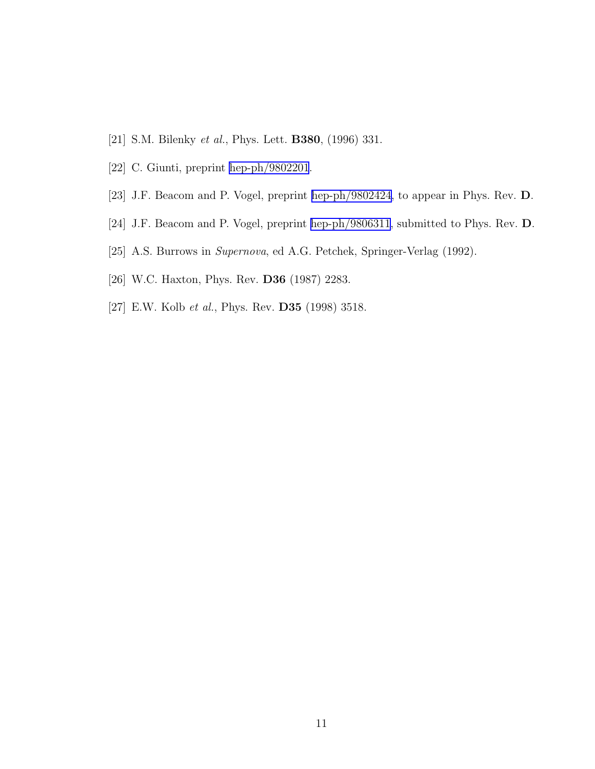[21] S.M. Bilenky *et al.*, Phys. Lett. **B380**, (1996) 331.

[22] C. Giunti, preprint hep-ph/9802201.

[23] J.F. Beacom and P. Vogel, preprint hep-ph/9802424, to appear in Phys. Rev. **D**.

[24] J.F. Beacom and P. Vogel, preprint hep-ph/9806311, submitted to Phys. Rev. **D**.

[25] A.S. Burrows in *Supernova*, ed A.G. Petchek, Springer-Verlag (1992).

[26] W.C. Haxton, Phys. Rev. **D36** (1987) 2283.

[27] E.W. Kolb *et al.*, Phys. Rev. **D35** (1998) 3518.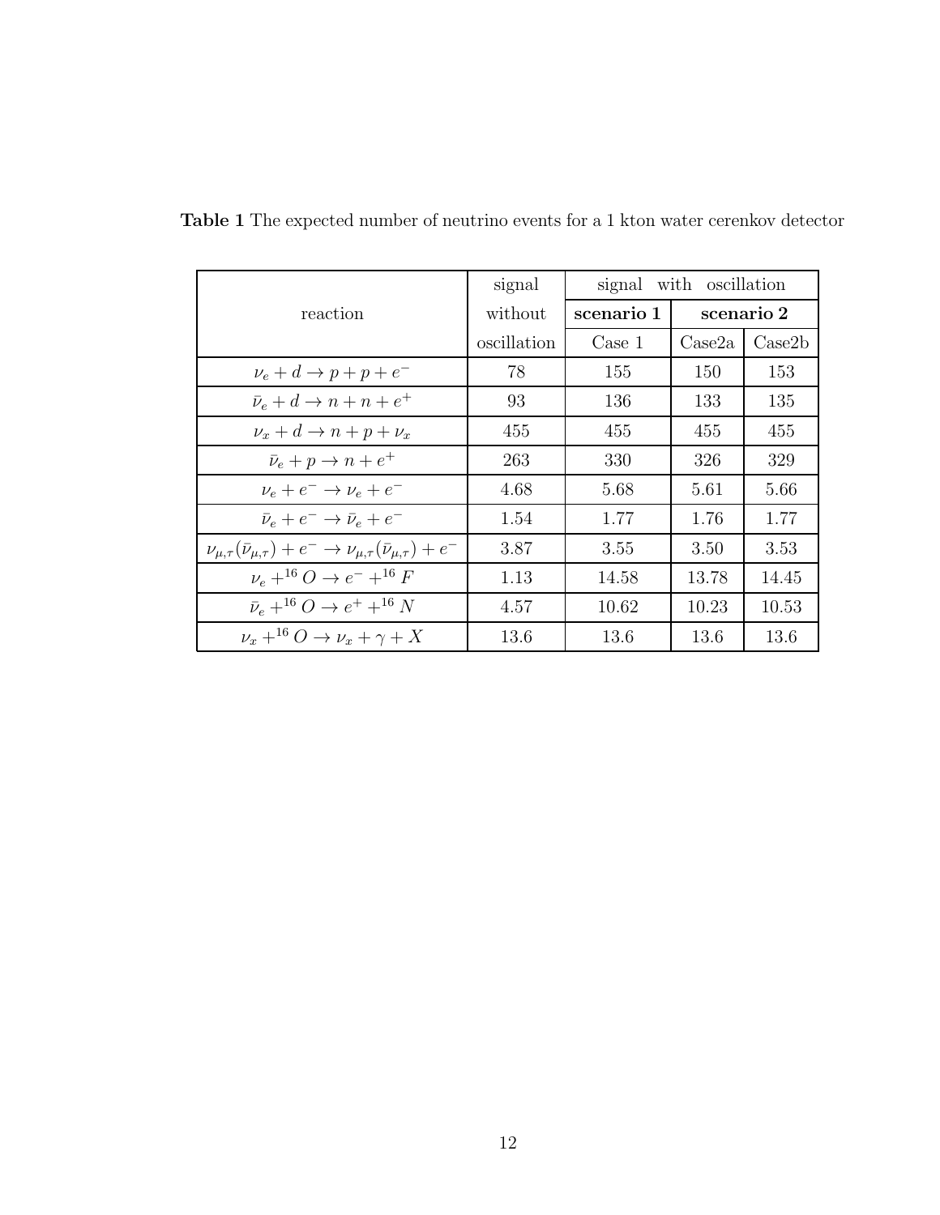**Table 1** The expected number of neutrino events for a 1 kton water cerenkov detector

| reaction | signal without oscillation | signal with oscillation | | |
|---|---|---|---|---|
| | | **scenario 1** | **scenario 2** | |
| | | Case 1 | Case2a | Case2b |
| $\nu_e + d \to p + p + e^-$ | 78 | 155 | 150 | 153 |
| $\bar{\nu}_e + d \to n + n + e^+$ | 93 | 136 | 133 | 135 |
| $\nu_x + d \to n + p + \nu_x$ | 455 | 455 | 455 | 455 |
| $\bar{\nu}_e + p \to n + e^+$ | 263 | 330 | 326 | 329 |
| $\nu_e + e^- \to \nu_e + e^-$ | 4.68 | 5.68 | 5.61 | 5.66 |
| $\bar{\nu}_e + e^- \to \bar{\nu}_e + e^-$ | 1.54 | 1.77 | 1.76 | 1.77 |
| $\nu_{\mu,\tau}(\bar{\nu}_{\mu,\tau}) + e^- \to \nu_{\mu,\tau}(\bar{\nu}_{\mu,\tau}) + e^-$ | 3.87 | 3.55 | 3.50 | 3.53 |
| $\nu_e +^{16} O \to e^- +^{16} F$ | 1.13 | 14.58 | 13.78 | 14.45 |
| $\bar{\nu}_e +^{16} O \to e^+ +^{16} N$ | 4.57 | 10.62 | 10.23 | 10.53 |
| $\nu_x +^{16} O \to \nu_x + \gamma + X$ | 13.6 | 13.6 | 13.6 | 13.6 |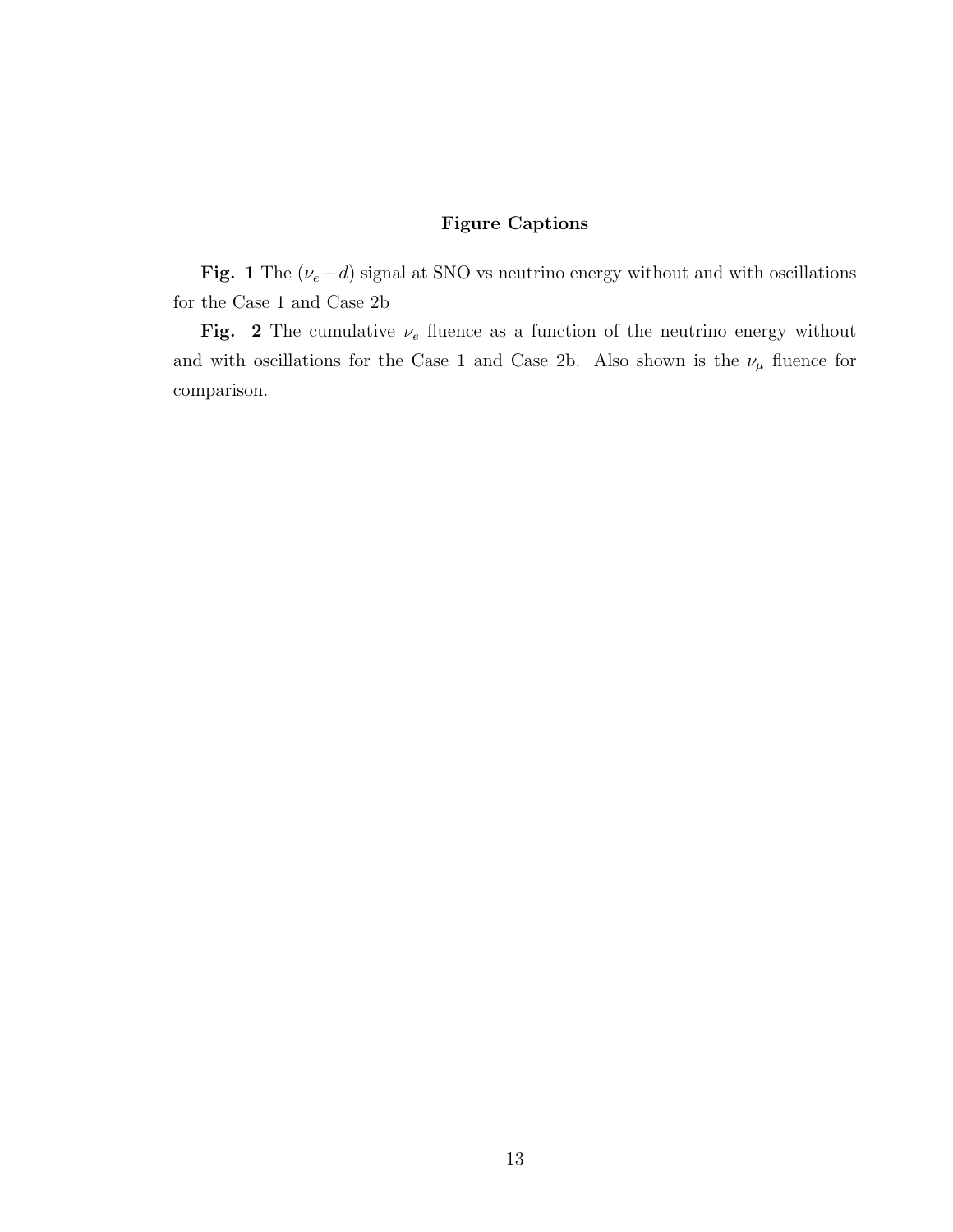## Figure Captions

**Fig. 1** The $(\nu_e - d)$ signal at SNO vs neutrino energy without and with oscillations for the Case 1 and Case 2b

**Fig. 2** The cumulative $\nu_e$ fluence as a function of the neutrino energy without and with oscillations for the Case 1 and Case 2b. Also shown is the $\nu_\mu$ fluence for comparison.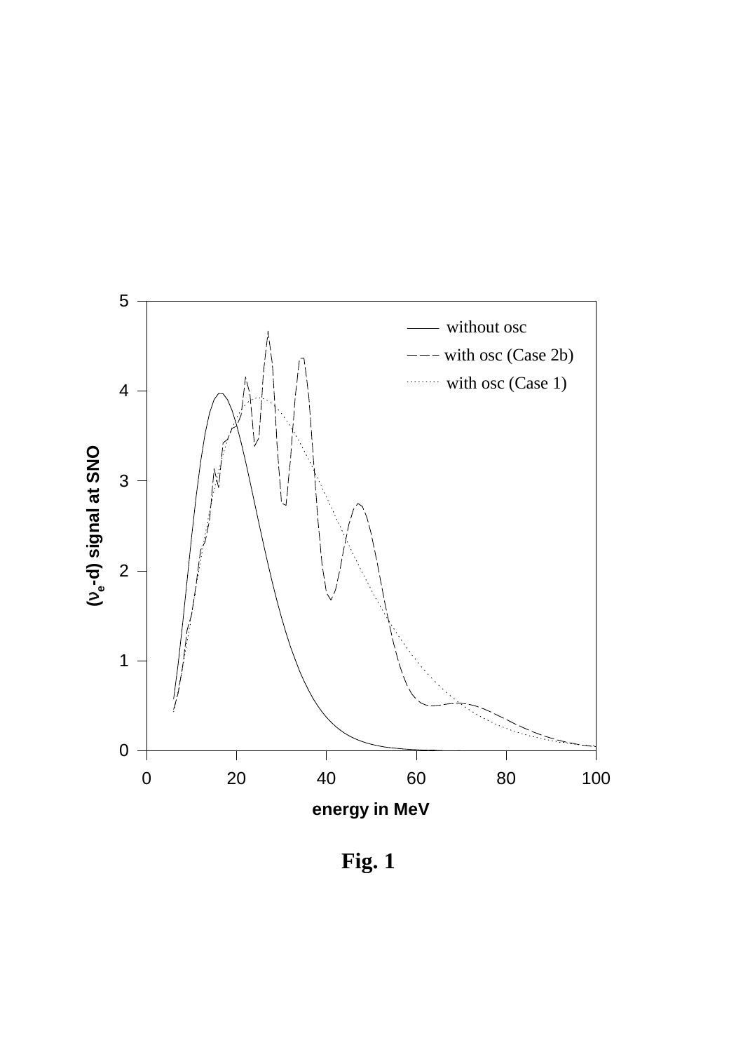**Fig. 1**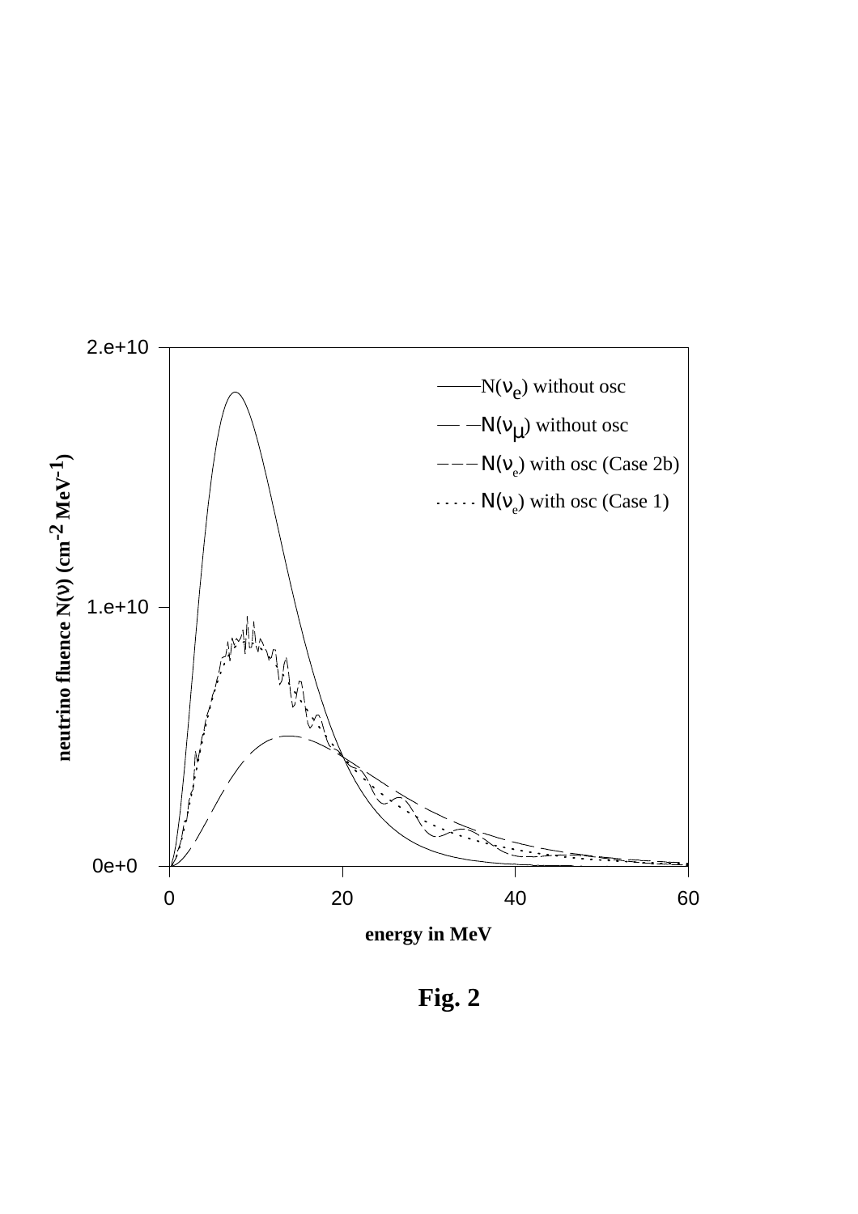2.e+10

1.e+10

0e+0

0

20

40

60

neutrino fluence N(ν) ($cm^{-2}$ $MeV^{-1}$)

energy in MeV

N($\nu_e$) without osc

N($\nu_\mu$) without osc

N($\nu_e$) with osc (Case 2b)

N($\nu_e$) with osc (Case 1)

**Fig. 2**